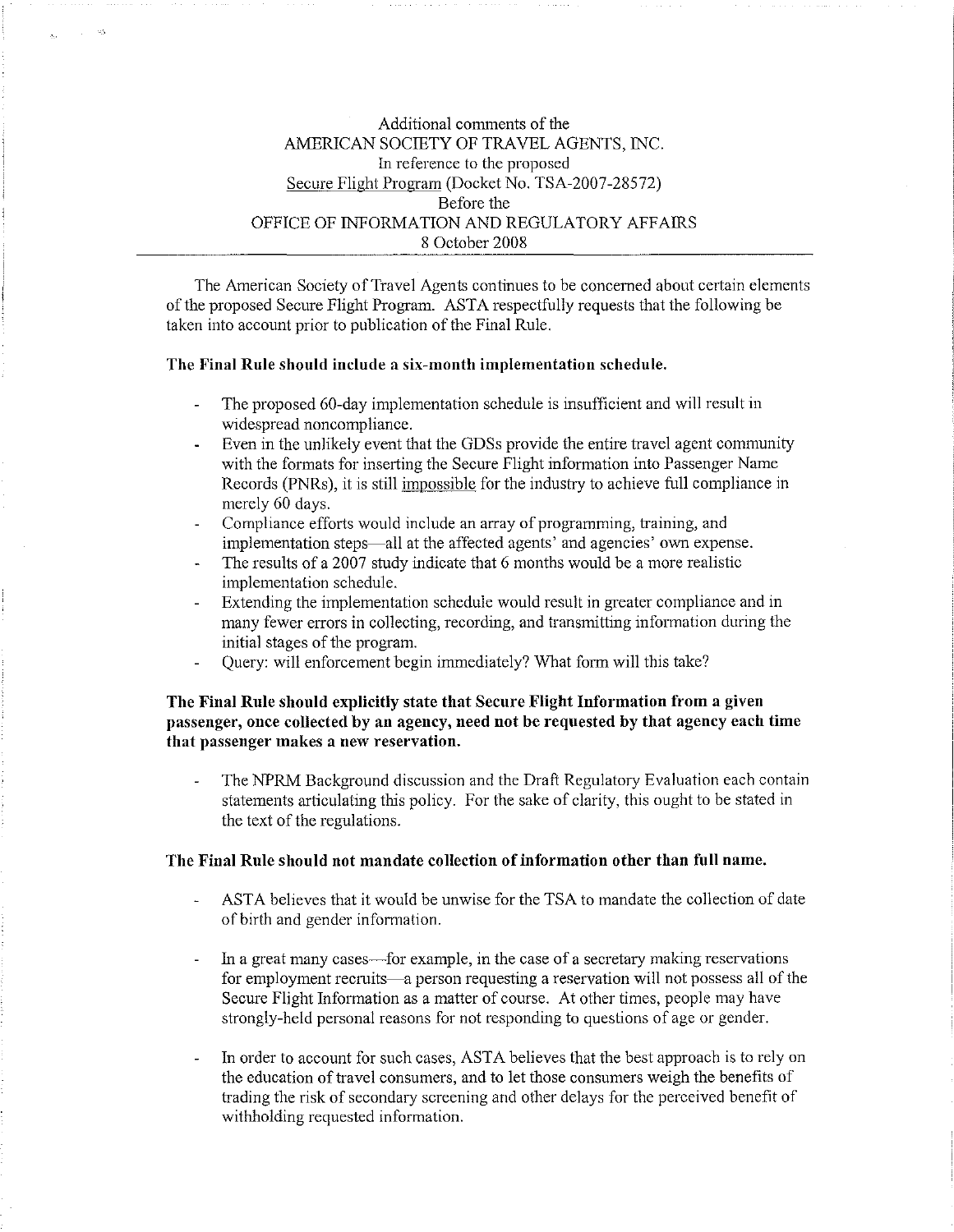Additional comments of the
AMERICAN SOCIETY OF TRAVEL AGENTS, INC.
In reference to the proposed
Secure Flight Program (Docket No. TSA-2007-28572)
Before the
OFFICE OF INFORMATION AND REGULATORY AFFAIRS
8 October 2008

---

The American Society of Travel Agents continues to be concerned about certain elements of the proposed Secure Flight Program. ASTA respectfully requests that the following be taken into account prior to publication of the Final Rule.

**The Final Rule should include a six-month implementation schedule.**

- The proposed 60-day implementation schedule is insufficient and will result in widespread noncompliance.
- Even in the unlikely event that the GDSs provide the entire travel agent community with the formats for inserting the Secure Flight information into Passenger Name Records (PNRs), it is still impossible for the industry to achieve full compliance in merely 60 days.
- Compliance efforts would include an array of programming, training, and implementation steps—all at the affected agents' and agencies' own expense.
- The results of a 2007 study indicate that 6 months would be a more realistic implementation schedule.
- Extending the implementation schedule would result in greater compliance and in many fewer errors in collecting, recording, and transmitting information during the initial stages of the program.
- Query: will enforcement begin immediately? What form will this take?

**The Final Rule should explicitly state that Secure Flight Information from a given passenger, once collected by an agency, need not be requested by that agency each time that passenger makes a new reservation.**

- The NPRM Background discussion and the Draft Regulatory Evaluation each contain statements articulating this policy. For the sake of clarity, this ought to be stated in the text of the regulations.

**The Final Rule should not mandate collection of information other than full name.**

- ASTA believes that it would be unwise for the TSA to mandate the collection of date of birth and gender information.
- In a great many cases—for example, in the case of a secretary making reservations for employment recruits—a person requesting a reservation will not possess all of the Secure Flight Information as a matter of course. At other times, people may have strongly-held personal reasons for not responding to questions of age or gender.
- In order to account for such cases, ASTA believes that the best approach is to rely on the education of travel consumers, and to let those consumers weigh the benefits of trading the risk of secondary screening and other delays for the perceived benefit of withholding requested information.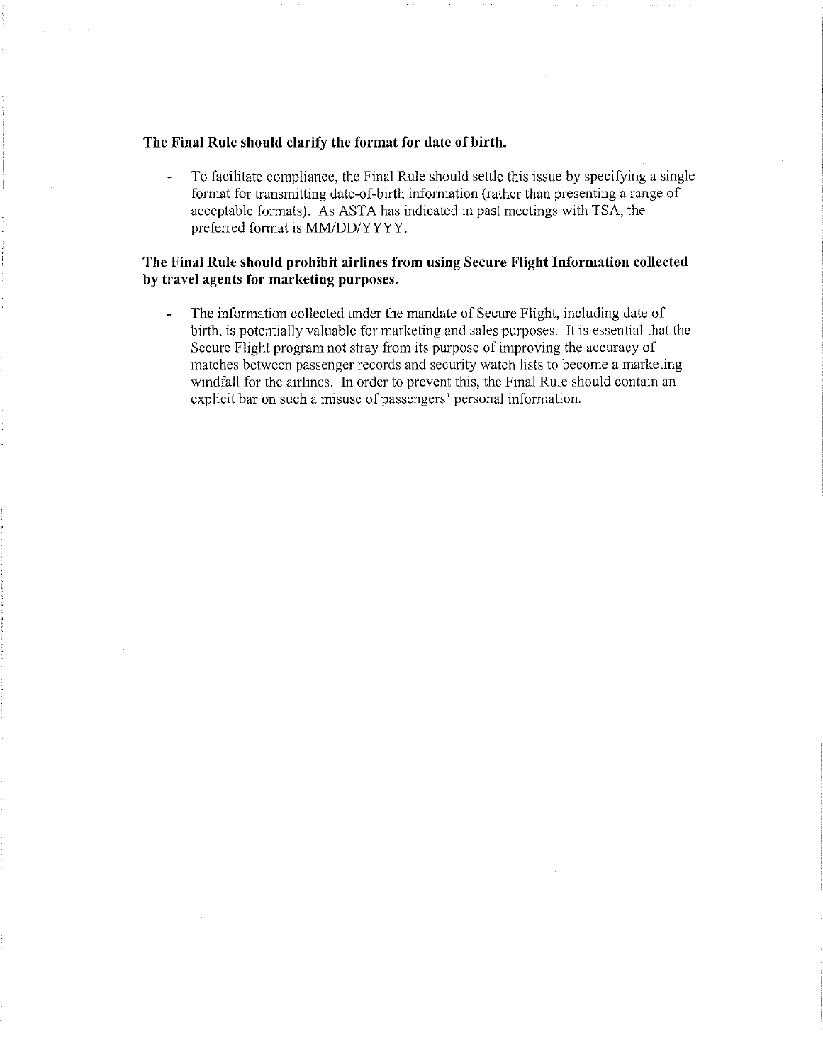**The Final Rule should clarify the format for date of birth.**

- To facilitate compliance, the Final Rule should settle this issue by specifying a single format for transmitting date-of-birth information (rather than presenting a range of acceptable formats). As ASTA has indicated in past meetings with TSA, the preferred format is MM/DD/YYYY.

**The Final Rule should prohibit airlines from using Secure Flight Information collected by travel agents for marketing purposes.**

- The information collected under the mandate of Secure Flight, including date of birth, is potentially valuable for marketing and sales purposes. It is essential that the Secure Flight program not stray from its purpose of improving the accuracy of matches between passenger records and security watch lists to become a marketing windfall for the airlines. In order to prevent this, the Final Rule should contain an explicit bar on such a misuse of passengers' personal information.